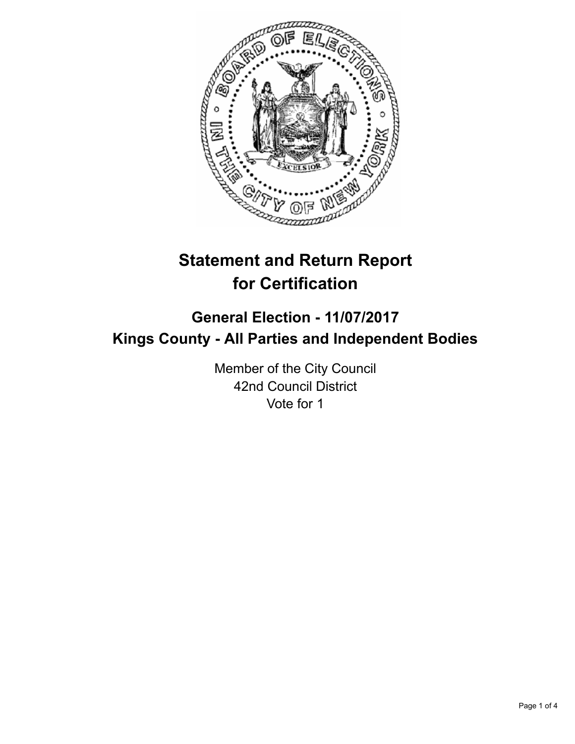# Statement and Return Report for Certification

## General Election - 11/07/2017
## Kings County - All Parties and Independent Bodies

Member of the City Council
42nd Council District
Vote for 1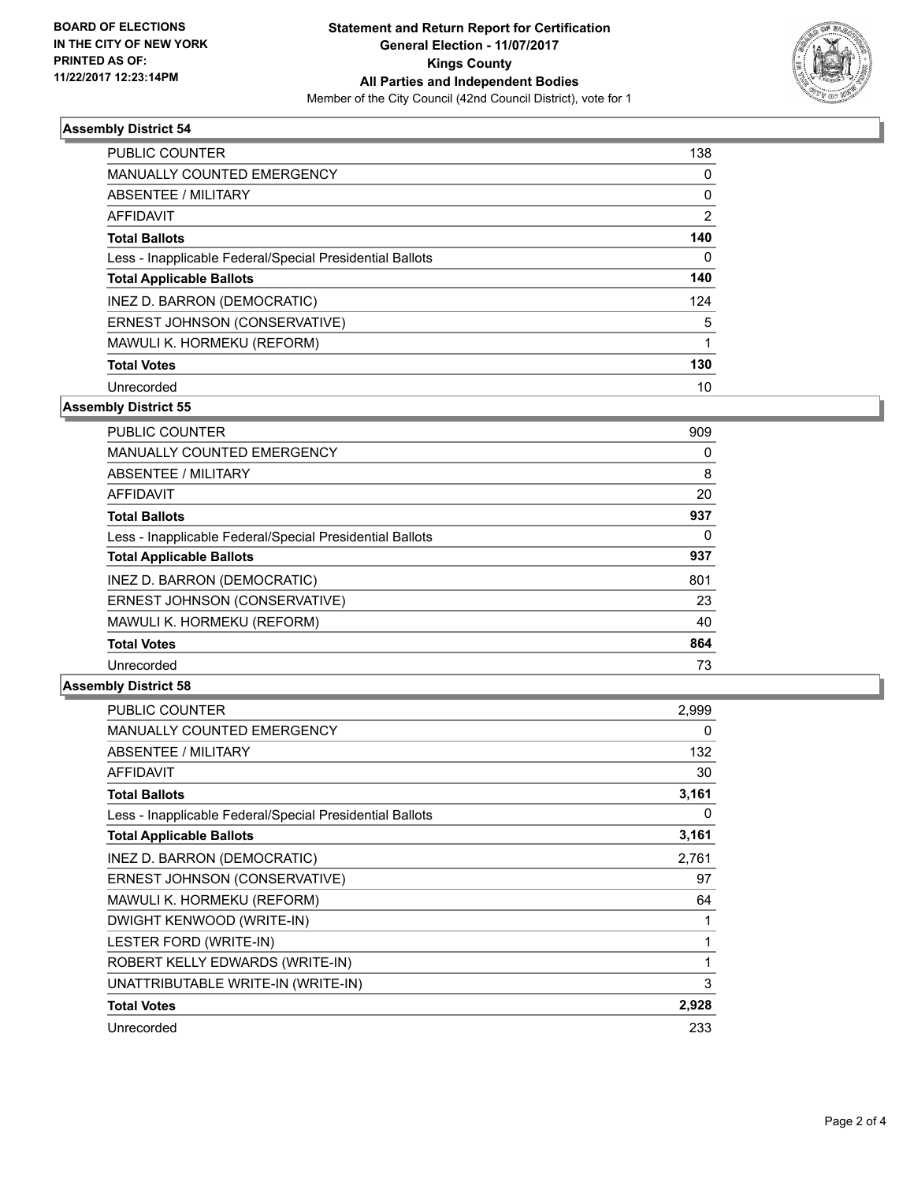**BOARD OF ELECTIONS IN THE CITY OF NEW YORK PRINTED AS OF: 11/22/2017 12:23:14PM**

# Statement and Return Report for Certification
## General Election - 11/07/2017
## Kings County
## All Parties and Independent Bodies
Member of the City Council (42nd Council District), vote for 1

### Assembly District 54

| | |
|---|---|
| PUBLIC COUNTER | 138 |
| MANUALLY COUNTED EMERGENCY | 0 |
| ABSENTEE / MILITARY | 0 |
| AFFIDAVIT | 2 |
| **Total Ballots** | **140** |
| Less - Inapplicable Federal/Special Presidential Ballots | 0 |
| **Total Applicable Ballots** | **140** |
| INEZ D. BARRON (DEMOCRATIC) | 124 |
| ERNEST JOHNSON (CONSERVATIVE) | 5 |
| MAWULI K. HORMEKU (REFORM) | 1 |
| **Total Votes** | **130** |
| Unrecorded | 10 |

### Assembly District 55

| | |
|---|---|
| PUBLIC COUNTER | 909 |
| MANUALLY COUNTED EMERGENCY | 0 |
| ABSENTEE / MILITARY | 8 |
| AFFIDAVIT | 20 |
| **Total Ballots** | **937** |
| Less - Inapplicable Federal/Special Presidential Ballots | 0 |
| **Total Applicable Ballots** | **937** |
| INEZ D. BARRON (DEMOCRATIC) | 801 |
| ERNEST JOHNSON (CONSERVATIVE) | 23 |
| MAWULI K. HORMEKU (REFORM) | 40 |
| **Total Votes** | **864** |
| Unrecorded | 73 |

### Assembly District 58

| | |
|---|---|
| PUBLIC COUNTER | 2,999 |
| MANUALLY COUNTED EMERGENCY | 0 |
| ABSENTEE / MILITARY | 132 |
| AFFIDAVIT | 30 |
| **Total Ballots** | **3,161** |
| Less - Inapplicable Federal/Special Presidential Ballots | 0 |
| **Total Applicable Ballots** | **3,161** |
| INEZ D. BARRON (DEMOCRATIC) | 2,761 |
| ERNEST JOHNSON (CONSERVATIVE) | 97 |
| MAWULI K. HORMEKU (REFORM) | 64 |
| DWIGHT KENWOOD (WRITE-IN) | 1 |
| LESTER FORD (WRITE-IN) | 1 |
| ROBERT KELLY EDWARDS (WRITE-IN) | 1 |
| UNATTRIBUTABLE WRITE-IN (WRITE-IN) | 3 |
| **Total Votes** | **2,928** |
| Unrecorded | 233 |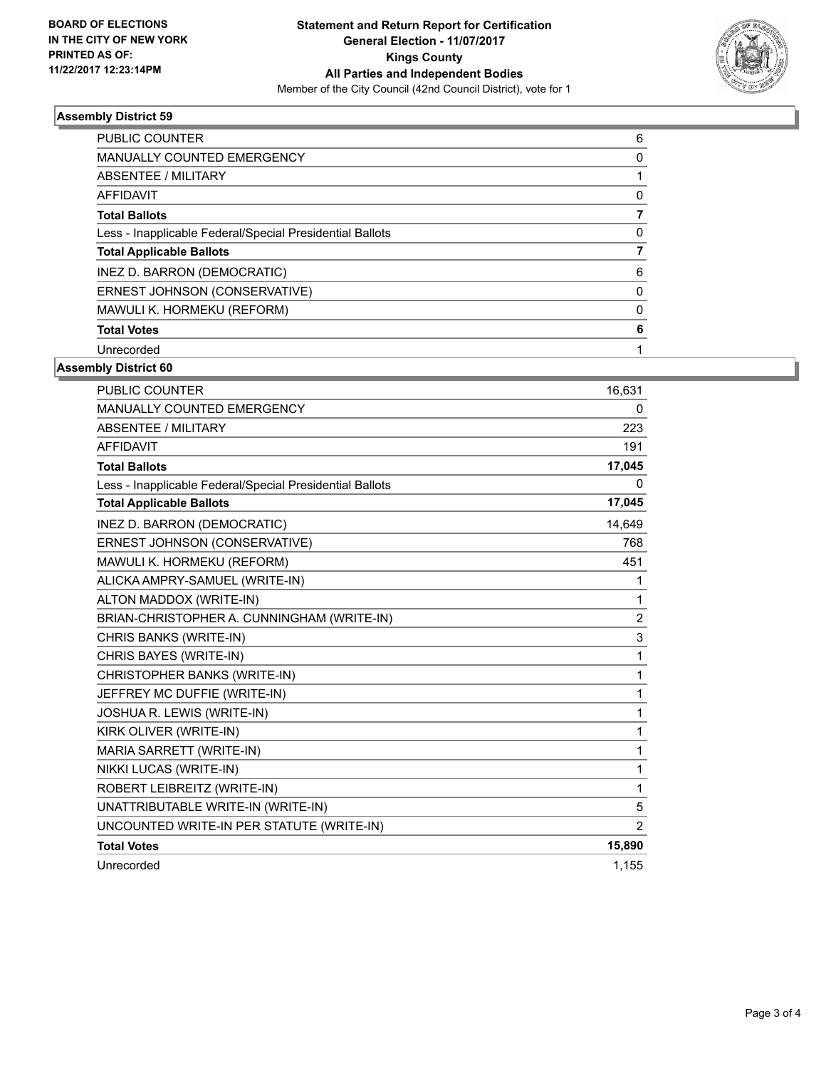BOARD OF ELECTIONS IN THE CITY OF NEW YORK PRINTED AS OF: 11/22/2017 12:23:14PM

**Statement and Return Report for Certification**
**General Election - 11/07/2017**
**Kings County**
**All Parties and Independent Bodies**
Member of the City Council (42nd Council District), vote for 1

### Assembly District 59

| | |
|---|---|
| PUBLIC COUNTER | 6 |
| MANUALLY COUNTED EMERGENCY | 0 |
| ABSENTEE / MILITARY | 1 |
| AFFIDAVIT | 0 |
| **Total Ballots** | **7** |
| Less - Inapplicable Federal/Special Presidential Ballots | 0 |
| **Total Applicable Ballots** | **7** |
| INEZ D. BARRON (DEMOCRATIC) | 6 |
| ERNEST JOHNSON (CONSERVATIVE) | 0 |
| MAWULI K. HORMEKU (REFORM) | 0 |
| **Total Votes** | **6** |
| Unrecorded | 1 |

### Assembly District 60

| | |
|---|---|
| PUBLIC COUNTER | 16,631 |
| MANUALLY COUNTED EMERGENCY | 0 |
| ABSENTEE / MILITARY | 223 |
| AFFIDAVIT | 191 |
| **Total Ballots** | **17,045** |
| Less - Inapplicable Federal/Special Presidential Ballots | 0 |
| **Total Applicable Ballots** | **17,045** |
| INEZ D. BARRON (DEMOCRATIC) | 14,649 |
| ERNEST JOHNSON (CONSERVATIVE) | 768 |
| MAWULI K. HORMEKU (REFORM) | 451 |
| ALICKA AMPRY-SAMUEL (WRITE-IN) | 1 |
| ALTON MADDOX (WRITE-IN) | 1 |
| BRIAN-CHRISTOPHER A. CUNNINGHAM (WRITE-IN) | 2 |
| CHRIS BANKS (WRITE-IN) | 3 |
| CHRIS BAYES (WRITE-IN) | 1 |
| CHRISTOPHER BANKS (WRITE-IN) | 1 |
| JEFFREY MC DUFFIE (WRITE-IN) | 1 |
| JOSHUA R. LEWIS (WRITE-IN) | 1 |
| KIRK OLIVER (WRITE-IN) | 1 |
| MARIA SARRETT (WRITE-IN) | 1 |
| NIKKI LUCAS (WRITE-IN) | 1 |
| ROBERT LEIBREITZ (WRITE-IN) | 1 |
| UNATTRIBUTABLE WRITE-IN (WRITE-IN) | 5 |
| UNCOUNTED WRITE-IN PER STATUTE (WRITE-IN) | 2 |
| **Total Votes** | **15,890** |
| Unrecorded | 1,155 |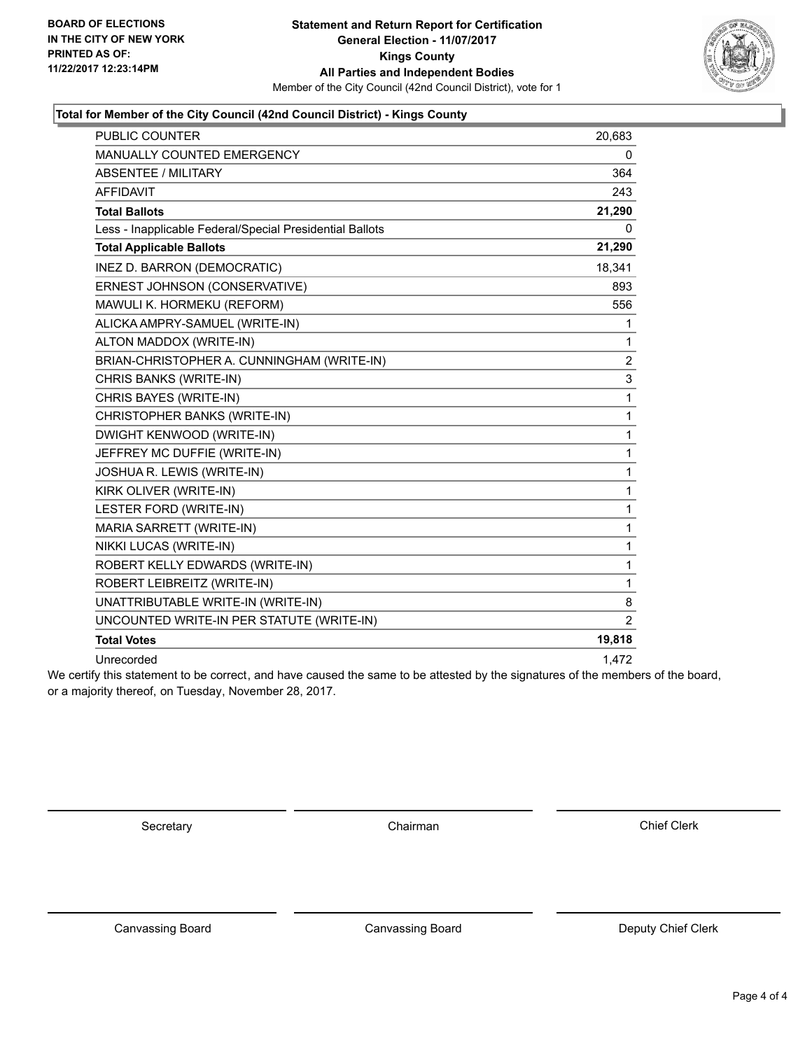**BOARD OF ELECTIONS IN THE CITY OF NEW YORK PRINTED AS OF: 11/22/2017 12:23:14PM**

**Statement and Return Report for Certification General Election - 11/07/2017 Kings County All Parties and Independent Bodies**

Member of the City Council (42nd Council District), vote for 1

**Total for Member of the City Council (42nd Council District) - Kings County**

| | |
|---|---|
| PUBLIC COUNTER | 20,683 |
| MANUALLY COUNTED EMERGENCY | 0 |
| ABSENTEE / MILITARY | 364 |
| AFFIDAVIT | 243 |
| **Total Ballots** | **21,290** |
| Less - Inapplicable Federal/Special Presidential Ballots | 0 |
| **Total Applicable Ballots** | **21,290** |
| INEZ D. BARRON (DEMOCRATIC) | 18,341 |
| ERNEST JOHNSON (CONSERVATIVE) | 893 |
| MAWULI K. HORMEKU (REFORM) | 556 |
| ALICKA AMPRY-SAMUEL (WRITE-IN) | 1 |
| ALTON MADDOX (WRITE-IN) | 1 |
| BRIAN-CHRISTOPHER A. CUNNINGHAM (WRITE-IN) | 2 |
| CHRIS BANKS (WRITE-IN) | 3 |
| CHRIS BAYES (WRITE-IN) | 1 |
| CHRISTOPHER BANKS (WRITE-IN) | 1 |
| DWIGHT KENWOOD (WRITE-IN) | 1 |
| JEFFREY MC DUFFIE (WRITE-IN) | 1 |
| JOSHUA R. LEWIS (WRITE-IN) | 1 |
| KIRK OLIVER (WRITE-IN) | 1 |
| LESTER FORD (WRITE-IN) | 1 |
| MARIA SARRETT (WRITE-IN) | 1 |
| NIKKI LUCAS (WRITE-IN) | 1 |
| ROBERT KELLY EDWARDS (WRITE-IN) | 1 |
| ROBERT LEIBREITZ (WRITE-IN) | 1 |
| UNATTRIBUTABLE WRITE-IN (WRITE-IN) | 8 |
| UNCOUNTED WRITE-IN PER STATUTE (WRITE-IN) | 2 |
| **Total Votes** | **19,818** |
| Unrecorded | 1,472 |

We certify this statement to be correct, and have caused the same to be attested by the signatures of the members of the board, or a majority thereof, on Tuesday, November 28, 2017.

Secretary

Chairman

Chief Clerk

Canvassing Board

Canvassing Board

Deputy Chief Clerk